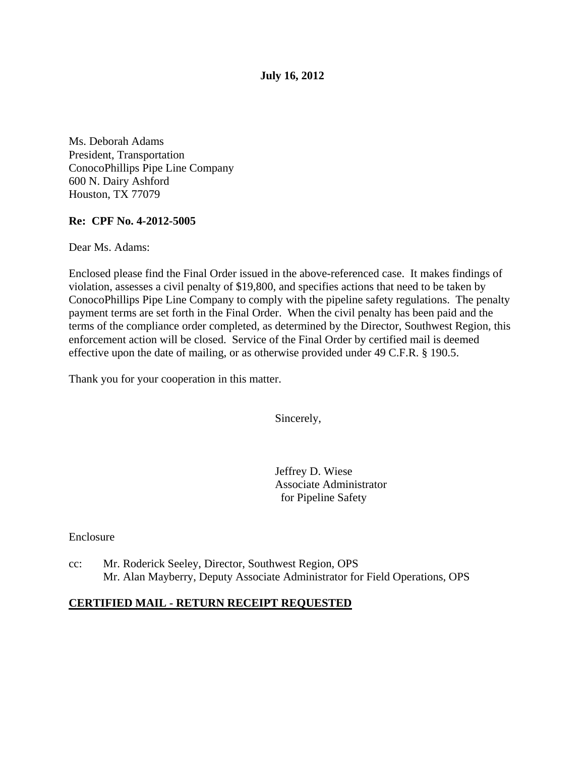**July 16, 2012**

Ms. Deborah Adams
President, Transportation
ConocoPhillips Pipe Line Company
600 N. Dairy Ashford
Houston, TX 77079

**Re: CPF No. 4-2012-5005**

Dear Ms. Adams:

Enclosed please find the Final Order issued in the above-referenced case. It makes findings of violation, assesses a civil penalty of $19,800, and specifies actions that need to be taken by ConocoPhillips Pipe Line Company to comply with the pipeline safety regulations. The penalty payment terms are set forth in the Final Order. When the civil penalty has been paid and the terms of the compliance order completed, as determined by the Director, Southwest Region, this enforcement action will be closed. Service of the Final Order by certified mail is deemed effective upon the date of mailing, or as otherwise provided under 49 C.F.R. § 190.5.

Thank you for your cooperation in this matter.

Sincerely,

Jeffrey D. Wiese
Associate Administrator
for Pipeline Safety

Enclosure

cc: Mr. Roderick Seeley, Director, Southwest Region, OPS
Mr. Alan Mayberry, Deputy Associate Administrator for Field Operations, OPS

**CERTIFIED MAIL - RETURN RECEIPT REQUESTED**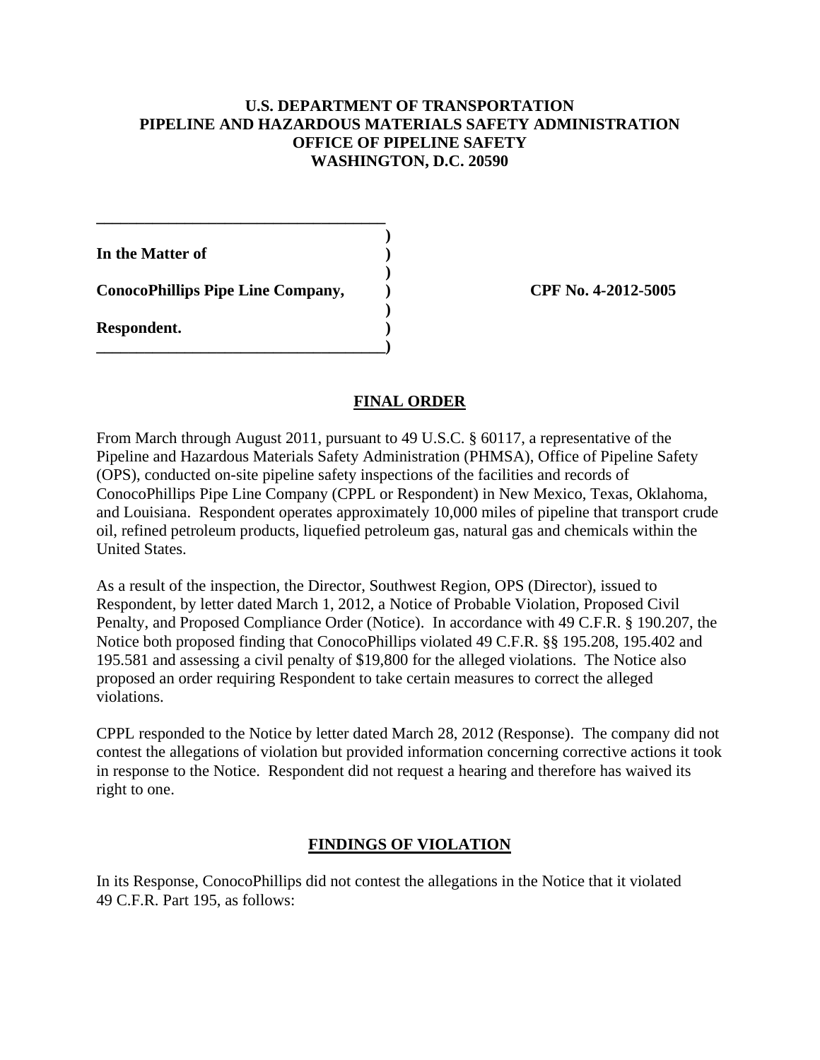**U.S. DEPARTMENT OF TRANSPORTATION**
**PIPELINE AND HAZARDOUS MATERIALS SAFETY ADMINISTRATION**
**OFFICE OF PIPELINE SAFETY**
**WASHINGTON, D.C. 20590**

| | |
|---|---|
| **In the Matter of** | |
| **ConocoPhillips Pipe Line Company,** | **CPF No. 4-2012-5005** |
| **Respondent.** | |

## FINAL ORDER

From March through August 2011, pursuant to 49 U.S.C. § 60117, a representative of the Pipeline and Hazardous Materials Safety Administration (PHMSA), Office of Pipeline Safety (OPS), conducted on-site pipeline safety inspections of the facilities and records of ConocoPhillips Pipe Line Company (CPPL or Respondent) in New Mexico, Texas, Oklahoma, and Louisiana. Respondent operates approximately 10,000 miles of pipeline that transport crude oil, refined petroleum products, liquefied petroleum gas, natural gas and chemicals within the United States.

As a result of the inspection, the Director, Southwest Region, OPS (Director), issued to Respondent, by letter dated March 1, 2012, a Notice of Probable Violation, Proposed Civil Penalty, and Proposed Compliance Order (Notice). In accordance with 49 C.F.R. § 190.207, the Notice both proposed finding that ConocoPhillips violated 49 C.F.R. §§ 195.208, 195.402 and 195.581 and assessing a civil penalty of $19,800 for the alleged violations. The Notice also proposed an order requiring Respondent to take certain measures to correct the alleged violations.

CPPL responded to the Notice by letter dated March 28, 2012 (Response). The company did not contest the allegations of violation but provided information concerning corrective actions it took in response to the Notice. Respondent did not request a hearing and therefore has waived its right to one.

## FINDINGS OF VIOLATION

In its Response, ConocoPhillips did not contest the allegations in the Notice that it violated 49 C.F.R. Part 195, as follows: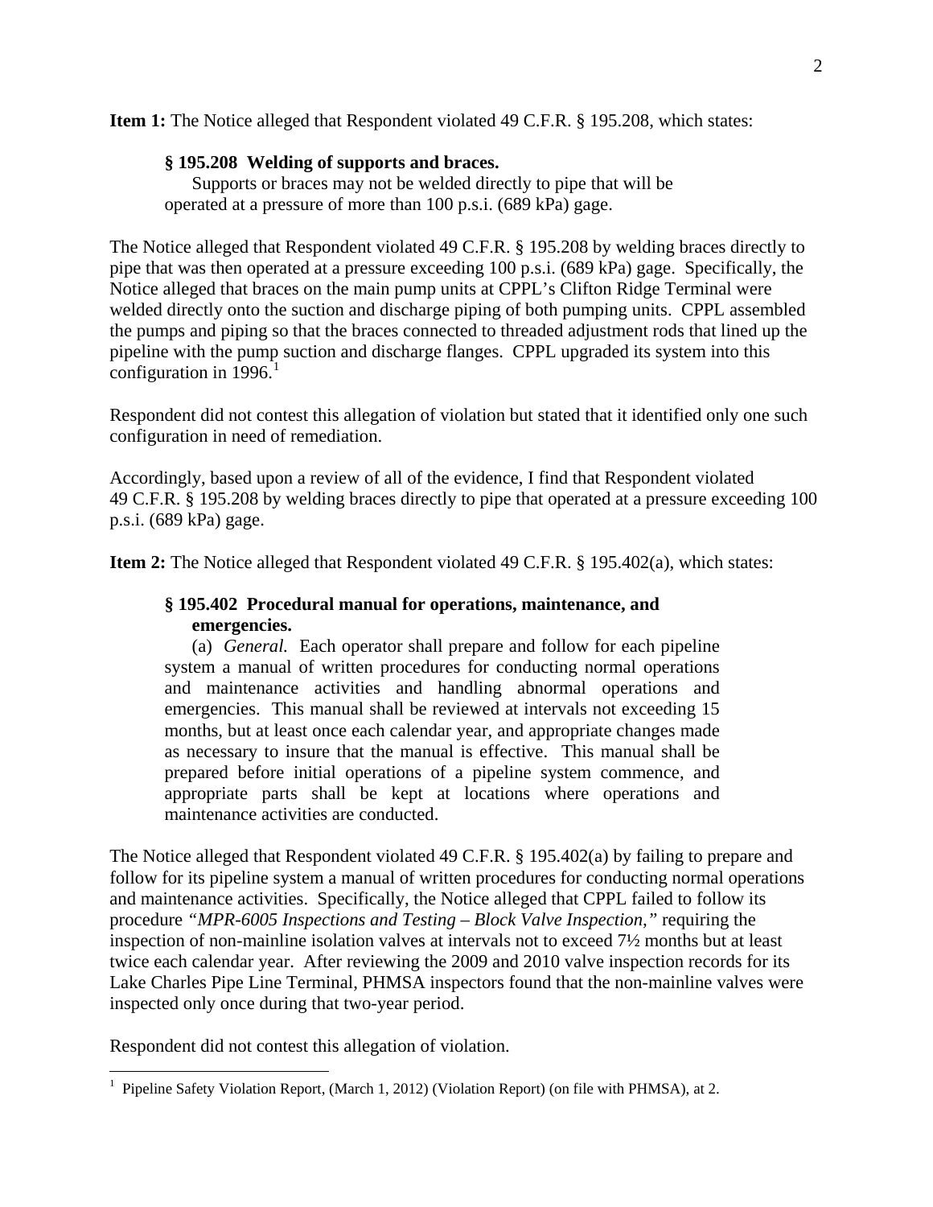**Item 1:** The Notice alleged that Respondent violated 49 C.F.R. § 195.208, which states:

> **§ 195.208 Welding of supports and braces.**
> Supports or braces may not be welded directly to pipe that will be operated at a pressure of more than 100 p.s.i. (689 kPa) gage.

The Notice alleged that Respondent violated 49 C.F.R. § 195.208 by welding braces directly to pipe that was then operated at a pressure exceeding 100 p.s.i. (689 kPa) gage. Specifically, the Notice alleged that braces on the main pump units at CPPL's Clifton Ridge Terminal were welded directly onto the suction and discharge piping of both pumping units. CPPL assembled the pumps and piping so that the braces connected to threaded adjustment rods that lined up the pipeline with the pump suction and discharge flanges. CPPL upgraded its system into this configuration in 1996.[1]

Respondent did not contest this allegation of violation but stated that it identified only one such configuration in need of remediation.

Accordingly, based upon a review of all of the evidence, I find that Respondent violated 49 C.F.R. § 195.208 by welding braces directly to pipe that operated at a pressure exceeding 100 p.s.i. (689 kPa) gage.

**Item 2:** The Notice alleged that Respondent violated 49 C.F.R. § 195.402(a), which states:

> **§ 195.402 Procedural manual for operations, maintenance, and emergencies.**
> (a) *General.* Each operator shall prepare and follow for each pipeline system a manual of written procedures for conducting normal operations and maintenance activities and handling abnormal operations and emergencies. This manual shall be reviewed at intervals not exceeding 15 months, but at least once each calendar year, and appropriate changes made as necessary to insure that the manual is effective. This manual shall be prepared before initial operations of a pipeline system commence, and appropriate parts shall be kept at locations where operations and maintenance activities are conducted.

The Notice alleged that Respondent violated 49 C.F.R. § 195.402(a) by failing to prepare and follow for its pipeline system a manual of written procedures for conducting normal operations and maintenance activities. Specifically, the Notice alleged that CPPL failed to follow its procedure *"MPR-6005 Inspections and Testing – Block Valve Inspection,"* requiring the inspection of non-mainline isolation valves at intervals not to exceed 7½ months but at least twice each calendar year. After reviewing the 2009 and 2010 valve inspection records for its Lake Charles Pipe Line Terminal, PHMSA inspectors found that the non-mainline valves were inspected only once during that two-year period.

Respondent did not contest this allegation of violation.

---

[1] Pipeline Safety Violation Report, (March 1, 2012) (Violation Report) (on file with PHMSA), at 2.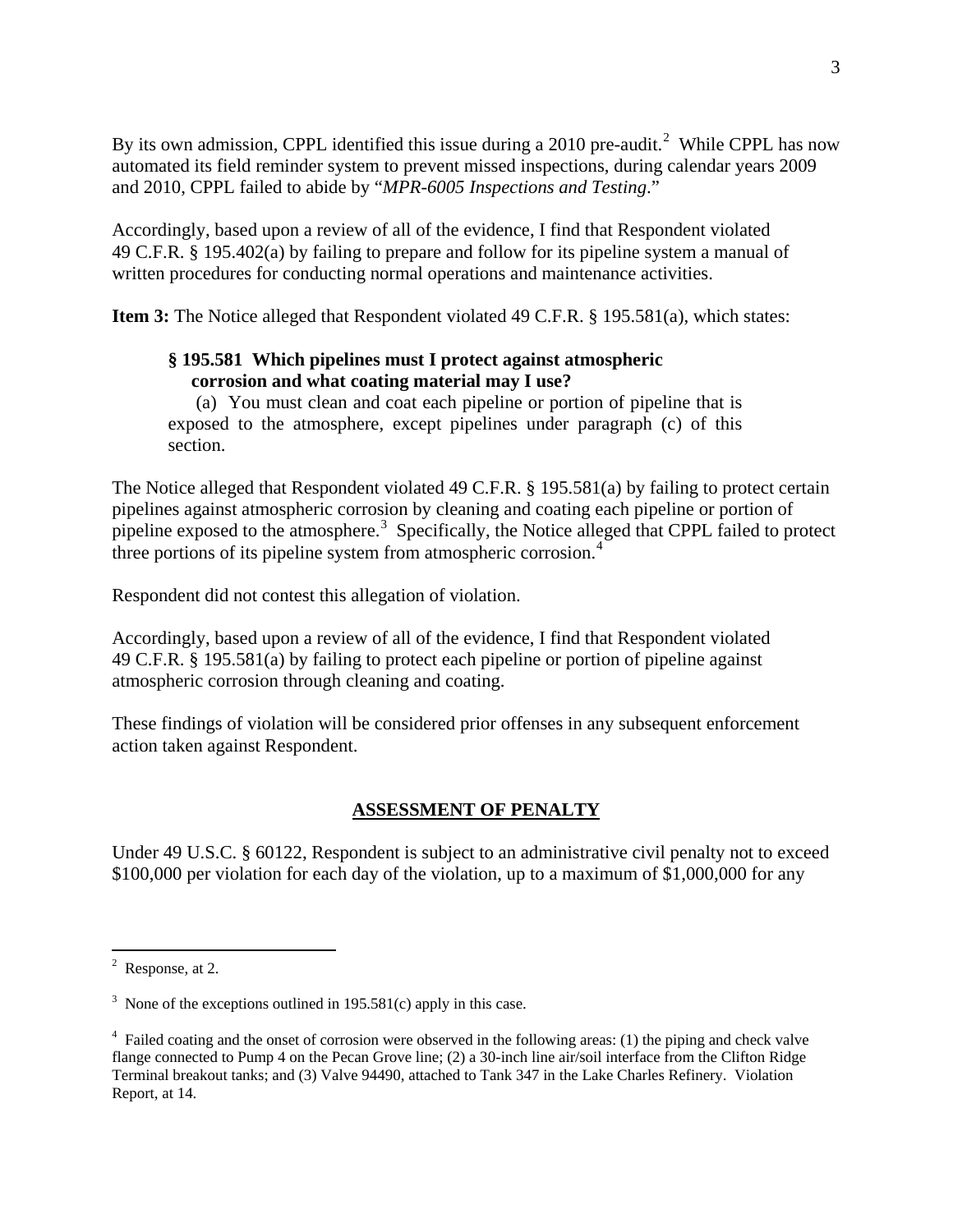By its own admission, CPPL identified this issue during a 2010 pre-audit.[2] While CPPL has now automated its field reminder system to prevent missed inspections, during calendar years 2009 and 2010, CPPL failed to abide by "*MPR-6005 Inspections and Testing*."

Accordingly, based upon a review of all of the evidence, I find that Respondent violated 49 C.F.R. § 195.402(a) by failing to prepare and follow for its pipeline system a manual of written procedures for conducting normal operations and maintenance activities.

**Item 3:** The Notice alleged that Respondent violated 49 C.F.R. § 195.581(a), which states:

> **§ 195.581 Which pipelines must I protect against atmospheric corrosion and what coating material may I use?**
>
> (a) You must clean and coat each pipeline or portion of pipeline that is exposed to the atmosphere, except pipelines under paragraph (c) of this section.

The Notice alleged that Respondent violated 49 C.F.R. § 195.581(a) by failing to protect certain pipelines against atmospheric corrosion by cleaning and coating each pipeline or portion of pipeline exposed to the atmosphere.[3] Specifically, the Notice alleged that CPPL failed to protect three portions of its pipeline system from atmospheric corrosion.[4]

Respondent did not contest this allegation of violation.

Accordingly, based upon a review of all of the evidence, I find that Respondent violated 49 C.F.R. § 195.581(a) by failing to protect each pipeline or portion of pipeline against atmospheric corrosion through cleaning and coating.

These findings of violation will be considered prior offenses in any subsequent enforcement action taken against Respondent.

## ASSESSMENT OF PENALTY

Under 49 U.S.C. § 60122, Respondent is subject to an administrative civil penalty not to exceed $100,000 per violation for each day of the violation, up to a maximum of $1,000,000 for any

---

[2] Response, at 2.

[3] None of the exceptions outlined in 195.581(c) apply in this case.

[4] Failed coating and the onset of corrosion were observed in the following areas: (1) the piping and check valve flange connected to Pump 4 on the Pecan Grove line; (2) a 30-inch line air/soil interface from the Clifton Ridge Terminal breakout tanks; and (3) Valve 94490, attached to Tank 347 in the Lake Charles Refinery. Violation Report, at 14.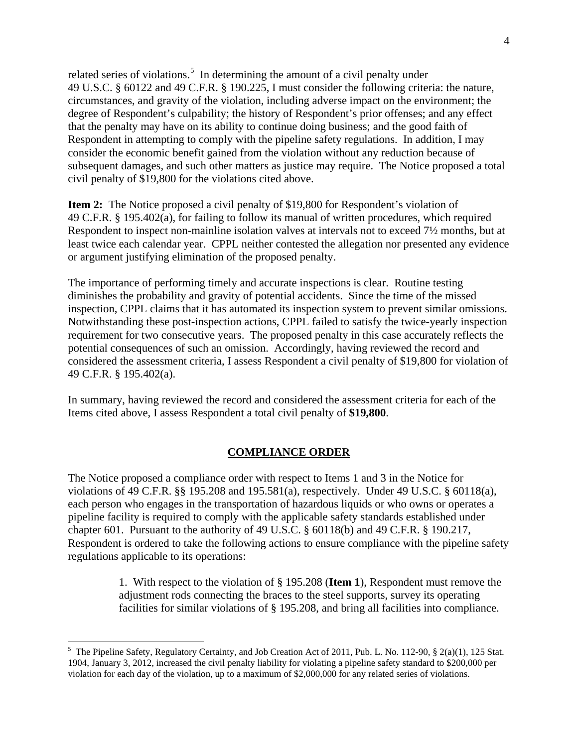related series of violations.[5] In determining the amount of a civil penalty under 49 U.S.C. § 60122 and 49 C.F.R. § 190.225, I must consider the following criteria: the nature, circumstances, and gravity of the violation, including adverse impact on the environment; the degree of Respondent's culpability; the history of Respondent's prior offenses; and any effect that the penalty may have on its ability to continue doing business; and the good faith of Respondent in attempting to comply with the pipeline safety regulations. In addition, I may consider the economic benefit gained from the violation without any reduction because of subsequent damages, and such other matters as justice may require. The Notice proposed a total civil penalty of $19,800 for the violations cited above.

**Item 2:** The Notice proposed a civil penalty of $19,800 for Respondent's violation of 49 C.F.R. § 195.402(a), for failing to follow its manual of written procedures, which required Respondent to inspect non-mainline isolation valves at intervals not to exceed 7½ months, but at least twice each calendar year. CPPL neither contested the allegation nor presented any evidence or argument justifying elimination of the proposed penalty.

The importance of performing timely and accurate inspections is clear. Routine testing diminishes the probability and gravity of potential accidents. Since the time of the missed inspection, CPPL claims that it has automated its inspection system to prevent similar omissions. Notwithstanding these post-inspection actions, CPPL failed to satisfy the twice-yearly inspection requirement for two consecutive years. The proposed penalty in this case accurately reflects the potential consequences of such an omission. Accordingly, having reviewed the record and considered the assessment criteria, I assess Respondent a civil penalty of $19,800 for violation of 49 C.F.R. § 195.402(a).

In summary, having reviewed the record and considered the assessment criteria for each of the Items cited above, I assess Respondent a total civil penalty of **$19,800**.

## COMPLIANCE ORDER

The Notice proposed a compliance order with respect to Items 1 and 3 in the Notice for violations of 49 C.F.R. §§ 195.208 and 195.581(a), respectively. Under 49 U.S.C. § 60118(a), each person who engages in the transportation of hazardous liquids or who owns or operates a pipeline facility is required to comply with the applicable safety standards established under chapter 601. Pursuant to the authority of 49 U.S.C. § 60118(b) and 49 C.F.R. § 190.217, Respondent is ordered to take the following actions to ensure compliance with the pipeline safety regulations applicable to its operations:

> 1. With respect to the violation of § 195.208 (**Item 1**), Respondent must remove the adjustment rods connecting the braces to the steel supports, survey its operating facilities for similar violations of § 195.208, and bring all facilities into compliance.

[5] The Pipeline Safety, Regulatory Certainty, and Job Creation Act of 2011, Pub. L. No. 112-90, § 2(a)(1), 125 Stat. 1904, January 3, 2012, increased the civil penalty liability for violating a pipeline safety standard to $200,000 per violation for each day of the violation, up to a maximum of $2,000,000 for any related series of violations.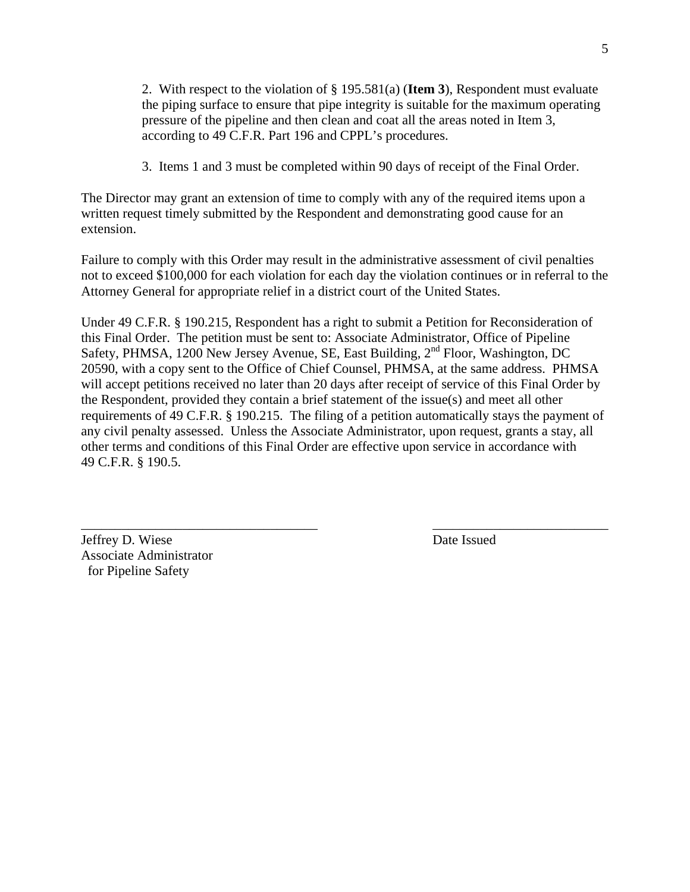2. With respect to the violation of § 195.581(a) (**Item 3**), Respondent must evaluate the piping surface to ensure that pipe integrity is suitable for the maximum operating pressure of the pipeline and then clean and coat all the areas noted in Item 3, according to 49 C.F.R. Part 196 and CPPL's procedures.

3. Items 1 and 3 must be completed within 90 days of receipt of the Final Order.

The Director may grant an extension of time to comply with any of the required items upon a written request timely submitted by the Respondent and demonstrating good cause for an extension.

Failure to comply with this Order may result in the administrative assessment of civil penalties not to exceed $100,000 for each violation for each day the violation continues or in referral to the Attorney General for appropriate relief in a district court of the United States.

Under 49 C.F.R. § 190.215, Respondent has a right to submit a Petition for Reconsideration of this Final Order. The petition must be sent to: Associate Administrator, Office of Pipeline Safety, PHMSA, 1200 New Jersey Avenue, SE, East Building, 2nd Floor, Washington, DC 20590, with a copy sent to the Office of Chief Counsel, PHMSA, at the same address. PHMSA will accept petitions received no later than 20 days after receipt of service of this Final Order by the Respondent, provided they contain a brief statement of the issue(s) and meet all other requirements of 49 C.F.R. § 190.215. The filing of a petition automatically stays the payment of any civil penalty assessed. Unless the Associate Administrator, upon request, grants a stay, all other terms and conditions of this Final Order are effective upon service in accordance with 49 C.F.R. § 190.5.

\_\_\_\_\_\_\_\_\_\_\_\_\_\_\_\_\_\_\_\_\_\_\_\_\_\_\_\_\_\_\_\_\_\_\_\_

Jeffrey D. Wiese
Associate Administrator
for Pipeline Safety

\_\_\_\_\_\_\_\_\_\_\_\_\_\_\_\_\_\_\_\_\_\_\_\_\_\_\_\_

Date Issued